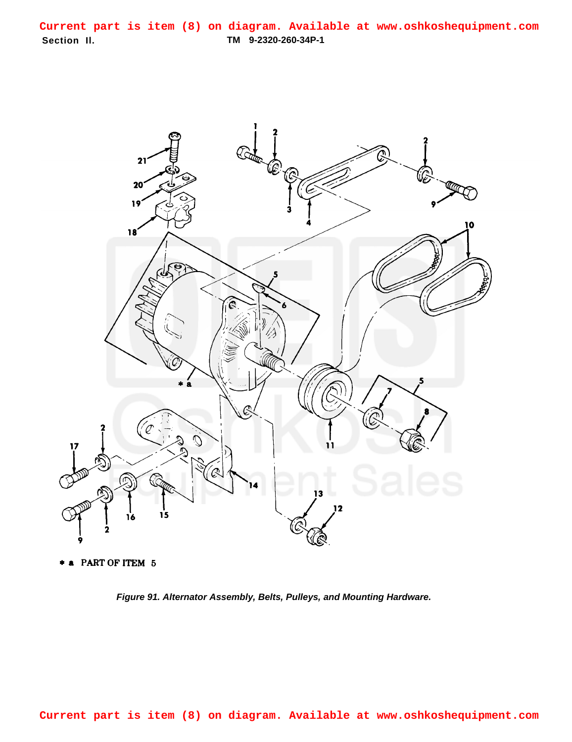Current part is item (8) on diagram. Available at www.oshkoshequipment.com

Section II. TM 9-2320-260-34P-1

* a PART OF ITEM 5

*Figure 91. Alternator Assembly, Belts, Pulleys, and Mounting Hardware.*

Current part is item (8) on diagram. Available at www.oshkoshequipment.com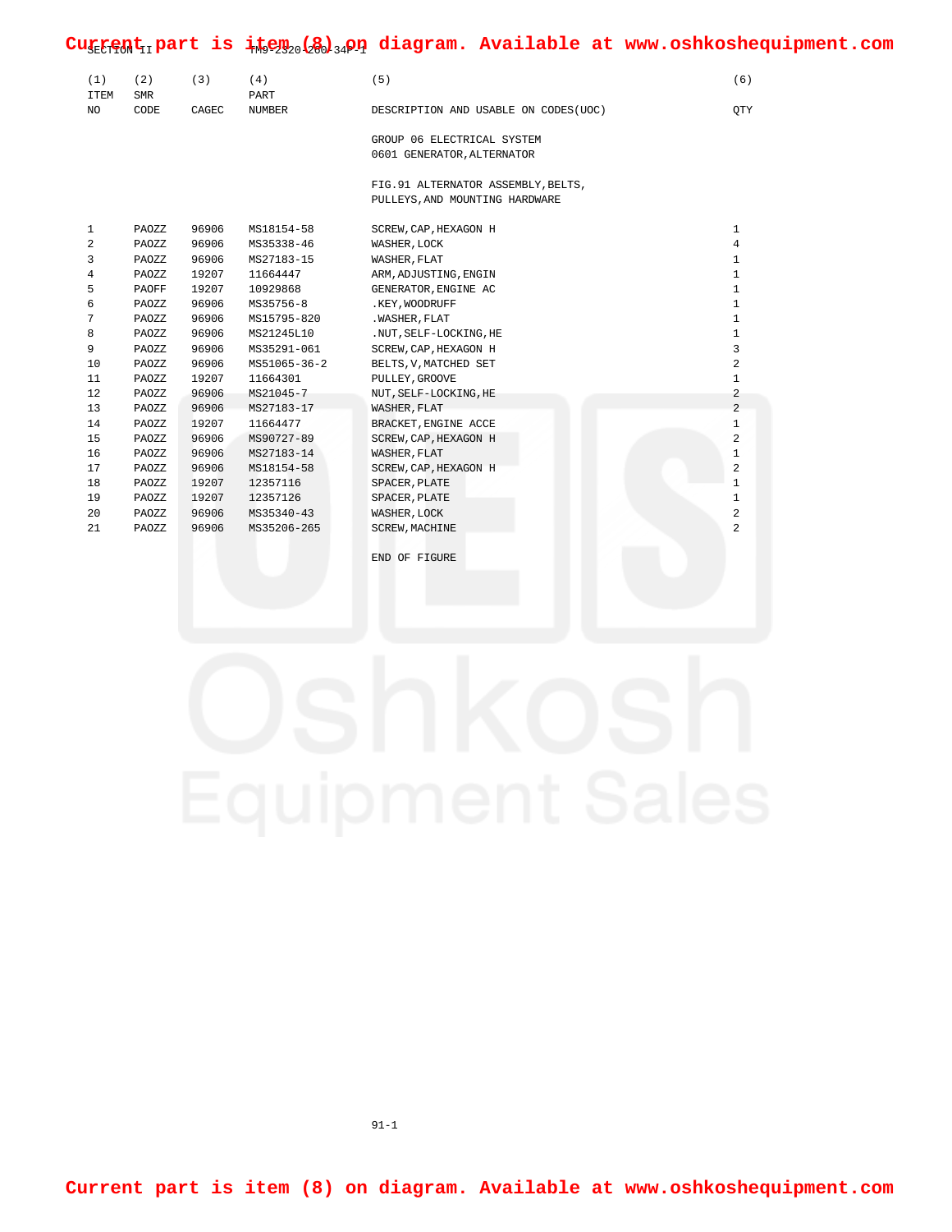Current part is item (8) on diagram. Available at www.oshkoshequipment.com

| (1) ITEM NO | (2) SMR CODE | (3) CAGEC | (4) PART NUMBER | (5) DESCRIPTION AND USABLE ON CODES(UOC) | (6) QTY |
|---|---|---|---|---|---|
| | | | | GROUP 06 ELECTRICAL SYSTEM | |
| | | | | 0601 GENERATOR,ALTERNATOR | |
| | | | | FIG.91 ALTERNATOR ASSEMBLY,BELTS, PULLEYS,AND MOUNTING HARDWARE | |
| 1 | PAOZZ | 96906 | MS18154-58 | SCREW,CAP,HEXAGON H | 1 |
| 2 | PAOZZ | 96906 | MS35338-46 | WASHER,LOCK | 4 |
| 3 | PAOZZ | 96906 | MS27183-15 | WASHER,FLAT | 1 |
| 4 | PAOZZ | 19207 | 11664447 | ARM,ADJUSTING,ENGIN | 1 |
| 5 | PAOFF | 19207 | 10929868 | GENERATOR,ENGINE AC | 1 |
| 6 | PAOZZ | 96906 | MS35756-8 | .KEY,WOODRUFF | 1 |
| 7 | PAOZZ | 96906 | MS15795-820 | .WASHER,FLAT | 1 |
| 8 | PAOZZ | 96906 | MS21245L10 | .NUT,SELF-LOCKING,HE | 1 |
| 9 | PAOZZ | 96906 | MS35291-061 | SCREW,CAP,HEXAGON H | 3 |
| 10 | PAOZZ | 96906 | MS51065-36-2 | BELTS,V,MATCHED SET | 2 |
| 11 | PAOZZ | 19207 | 11664301 | PULLEY,GROOVE | 1 |
| 12 | PAOZZ | 96906 | MS21045-7 | NUT,SELF-LOCKING,HE | 2 |
| 13 | PAOZZ | 96906 | MS27183-17 | WASHER,FLAT | 2 |
| 14 | PAOZZ | 19207 | 11664477 | BRACKET,ENGINE ACCE | 1 |
| 15 | PAOZZ | 96906 | MS90727-89 | SCREW,CAP,HEXAGON H | 2 |
| 16 | PAOZZ | 96906 | MS27183-14 | WASHER,FLAT | 1 |
| 17 | PAOZZ | 96906 | MS18154-58 | SCREW,CAP,HEXAGON H | 2 |
| 18 | PAOZZ | 19207 | 12357116 | SPACER,PLATE | 1 |
| 19 | PAOZZ | 19207 | 12357126 | SPACER,PLATE | 1 |
| 20 | PAOZZ | 96906 | MS35340-43 | WASHER,LOCK | 2 |
| 21 | PAOZZ | 96906 | MS35206-265 | SCREW,MACHINE | 2 |

END OF FIGURE

Current part is item (8) on diagram. Available at www.oshkoshequipment.com